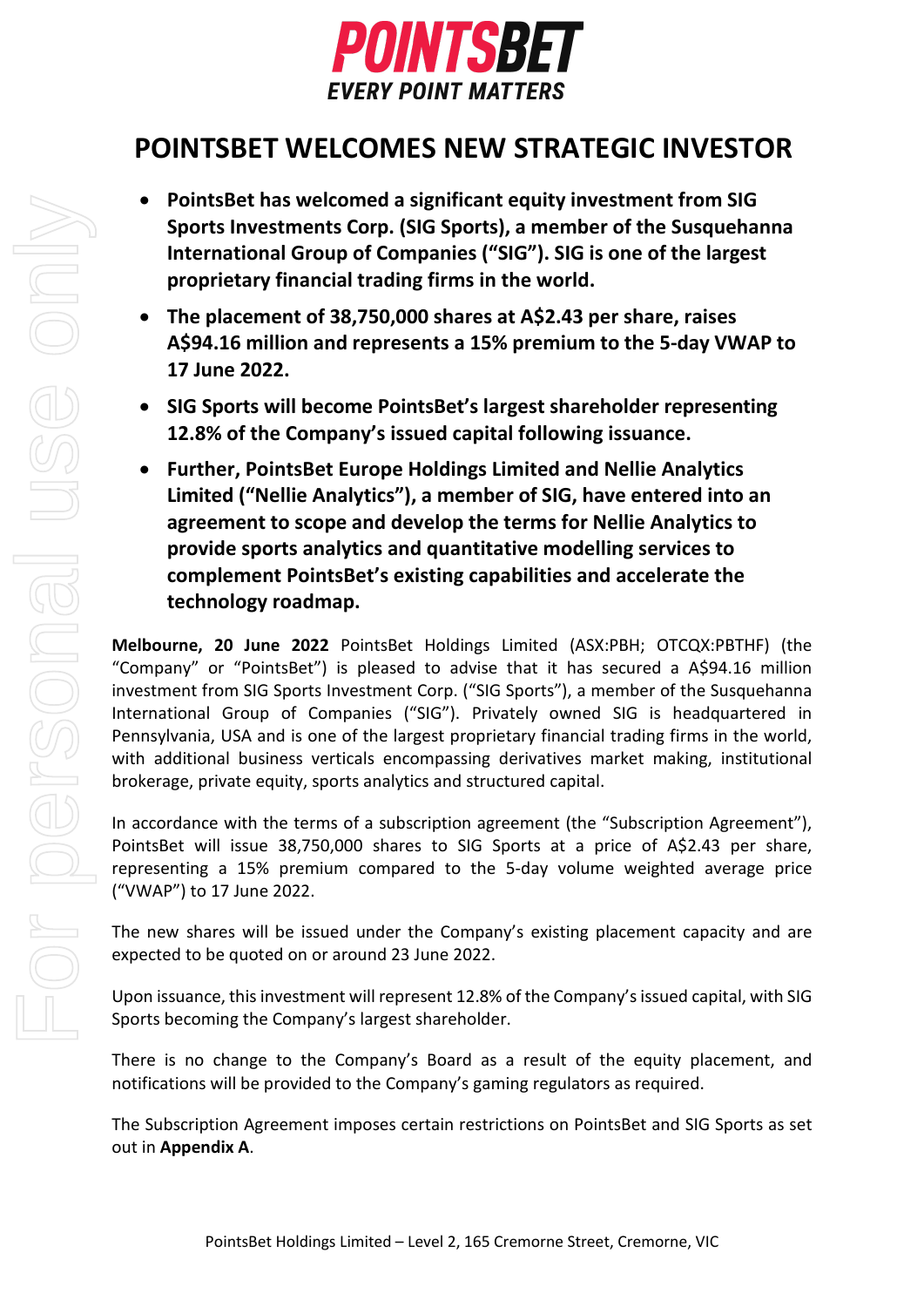**POINTSBET**
***EVERY POINT MATTERS***

# POINTSBET WELCOMES NEW STRATEGIC INVESTOR

- **PointsBet has welcomed a significant equity investment from SIG Sports Investments Corp. (SIG Sports), a member of the Susquehanna International Group of Companies ("SIG"). SIG is one of the largest proprietary financial trading firms in the world.**
- **The placement of 38,750,000 shares at A$2.43 per share, raises A$94.16 million and represents a 15% premium to the 5-day VWAP to 17 June 2022.**
- **SIG Sports will become PointsBet's largest shareholder representing 12.8% of the Company's issued capital following issuance.**
- **Further, PointsBet Europe Holdings Limited and Nellie Analytics Limited ("Nellie Analytics"), a member of SIG, have entered into an agreement to scope and develop the terms for Nellie Analytics to provide sports analytics and quantitative modelling services to complement PointsBet's existing capabilities and accelerate the technology roadmap.**

**Melbourne, 20 June 2022** PointsBet Holdings Limited (ASX:PBH; OTCQX:PBTHF) (the "Company" or "PointsBet") is pleased to advise that it has secured a A$94.16 million investment from SIG Sports Investment Corp. ("SIG Sports"), a member of the Susquehanna International Group of Companies ("SIG"). Privately owned SIG is headquartered in Pennsylvania, USA and is one of the largest proprietary financial trading firms in the world, with additional business verticals encompassing derivatives market making, institutional brokerage, private equity, sports analytics and structured capital.

In accordance with the terms of a subscription agreement (the "Subscription Agreement"), PointsBet will issue 38,750,000 shares to SIG Sports at a price of A$2.43 per share, representing a 15% premium compared to the 5-day volume weighted average price ("VWAP") to 17 June 2022.

The new shares will be issued under the Company's existing placement capacity and are expected to be quoted on or around 23 June 2022.

Upon issuance, this investment will represent 12.8% of the Company's issued capital, with SIG Sports becoming the Company's largest shareholder.

There is no change to the Company's Board as a result of the equity placement, and notifications will be provided to the Company's gaming regulators as required.

The Subscription Agreement imposes certain restrictions on PointsBet and SIG Sports as set out in **Appendix A**.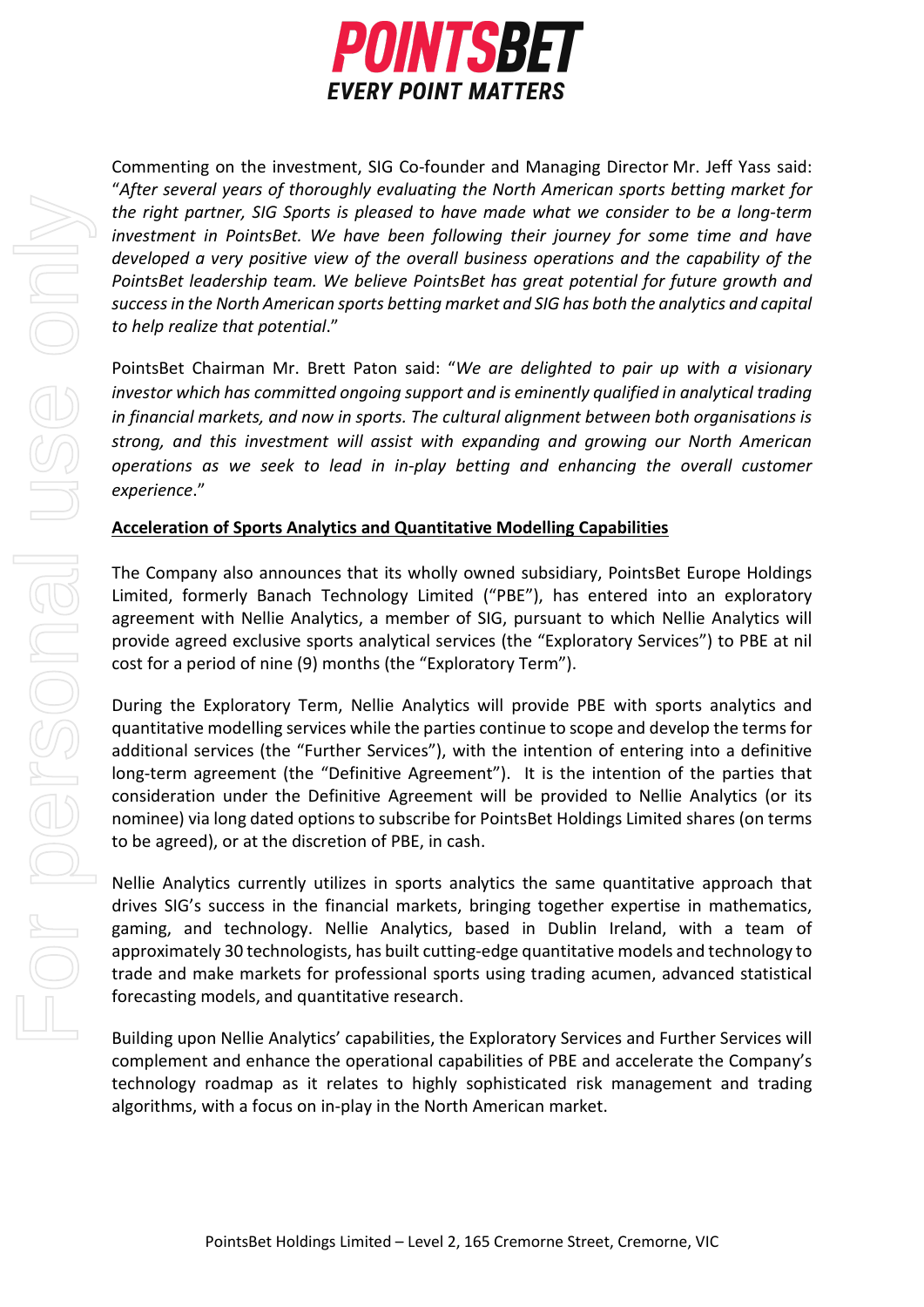Commenting on the investment, SIG Co-founder and Managing Director Mr. Jeff Yass said: "*After several years of thoroughly evaluating the North American sports betting market for the right partner, SIG Sports is pleased to have made what we consider to be a long-term investment in PointsBet. We have been following their journey for some time and have developed a very positive view of the overall business operations and the capability of the PointsBet leadership team. We believe PointsBet has great potential for future growth and success in the North American sports betting market and SIG has both the analytics and capital to help realize that potential*."

PointsBet Chairman Mr. Brett Paton said: "*We are delighted to pair up with a visionary investor which has committed ongoing support and is eminently qualified in analytical trading in financial markets, and now in sports. The cultural alignment between both organisations is strong, and this investment will assist with expanding and growing our North American operations as we seek to lead in in-play betting and enhancing the overall customer experience*."

**Acceleration of Sports Analytics and Quantitative Modelling Capabilities**

The Company also announces that its wholly owned subsidiary, PointsBet Europe Holdings Limited, formerly Banach Technology Limited ("PBE"), has entered into an exploratory agreement with Nellie Analytics, a member of SIG, pursuant to which Nellie Analytics will provide agreed exclusive sports analytical services (the "Exploratory Services") to PBE at nil cost for a period of nine (9) months (the "Exploratory Term").

During the Exploratory Term, Nellie Analytics will provide PBE with sports analytics and quantitative modelling services while the parties continue to scope and develop the terms for additional services (the "Further Services"), with the intention of entering into a definitive long-term agreement (the "Definitive Agreement"). It is the intention of the parties that consideration under the Definitive Agreement will be provided to Nellie Analytics (or its nominee) via long dated options to subscribe for PointsBet Holdings Limited shares (on terms to be agreed), or at the discretion of PBE, in cash.

Nellie Analytics currently utilizes in sports analytics the same quantitative approach that drives SIG's success in the financial markets, bringing together expertise in mathematics, gaming, and technology. Nellie Analytics, based in Dublin Ireland, with a team of approximately 30 technologists, has built cutting-edge quantitative models and technology to trade and make markets for professional sports using trading acumen, advanced statistical forecasting models, and quantitative research.

Building upon Nellie Analytics' capabilities, the Exploratory Services and Further Services will complement and enhance the operational capabilities of PBE and accelerate the Company's technology roadmap as it relates to highly sophisticated risk management and trading algorithms, with a focus on in-play in the North American market.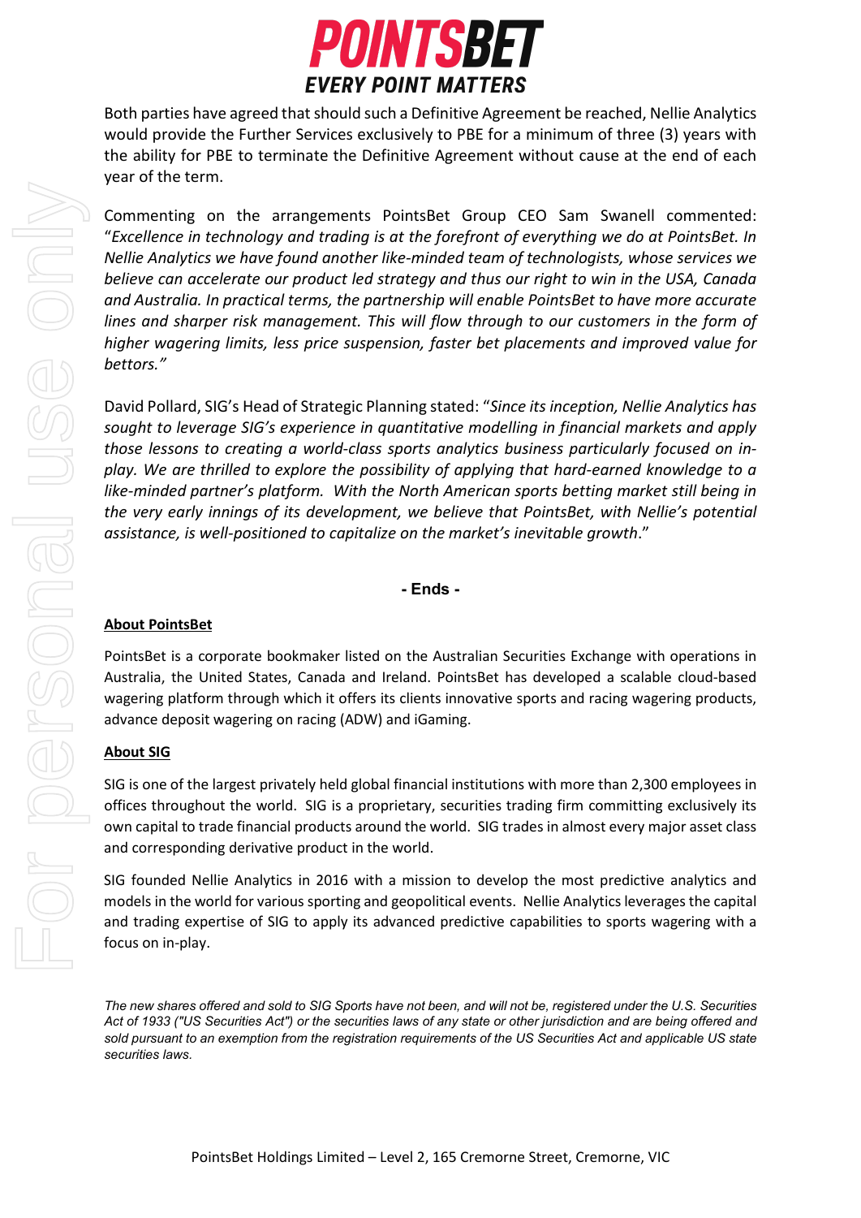Both parties have agreed that should such a Definitive Agreement be reached, Nellie Analytics would provide the Further Services exclusively to PBE for a minimum of three (3) years with the ability for PBE to terminate the Definitive Agreement without cause at the end of each year of the term.

Commenting on the arrangements PointsBet Group CEO Sam Swanell commented: "*Excellence in technology and trading is at the forefront of everything we do at PointsBet. In Nellie Analytics we have found another like-minded team of technologists, whose services we believe can accelerate our product led strategy and thus our right to win in the USA, Canada and Australia. In practical terms, the partnership will enable PointsBet to have more accurate lines and sharper risk management. This will flow through to our customers in the form of higher wagering limits, less price suspension, faster bet placements and improved value for bettors.*"

David Pollard, SIG's Head of Strategic Planning stated: "*Since its inception, Nellie Analytics has sought to leverage SIG's experience in quantitative modelling in financial markets and apply those lessons to creating a world-class sports analytics business particularly focused on in-play. We are thrilled to explore the possibility of applying that hard-earned knowledge to a like-minded partner's platform. With the North American sports betting market still being in the very early innings of its development, we believe that PointsBet, with Nellie's potential assistance, is well-positioned to capitalize on the market's inevitable growth*."

**- Ends -**

**About PointsBet**

PointsBet is a corporate bookmaker listed on the Australian Securities Exchange with operations in Australia, the United States, Canada and Ireland. PointsBet has developed a scalable cloud-based wagering platform through which it offers its clients innovative sports and racing wagering products, advance deposit wagering on racing (ADW) and iGaming.

**About SIG**

SIG is one of the largest privately held global financial institutions with more than 2,300 employees in offices throughout the world. SIG is a proprietary, securities trading firm committing exclusively its own capital to trade financial products around the world. SIG trades in almost every major asset class and corresponding derivative product in the world.

SIG founded Nellie Analytics in 2016 with a mission to develop the most predictive analytics and models in the world for various sporting and geopolitical events. Nellie Analytics leverages the capital and trading expertise of SIG to apply its advanced predictive capabilities to sports wagering with a focus on in-play.

*The new shares offered and sold to SIG Sports have not been, and will not be, registered under the U.S. Securities Act of 1933 ("US Securities Act") or the securities laws of any state or other jurisdiction and are being offered and sold pursuant to an exemption from the registration requirements of the US Securities Act and applicable US state securities laws.*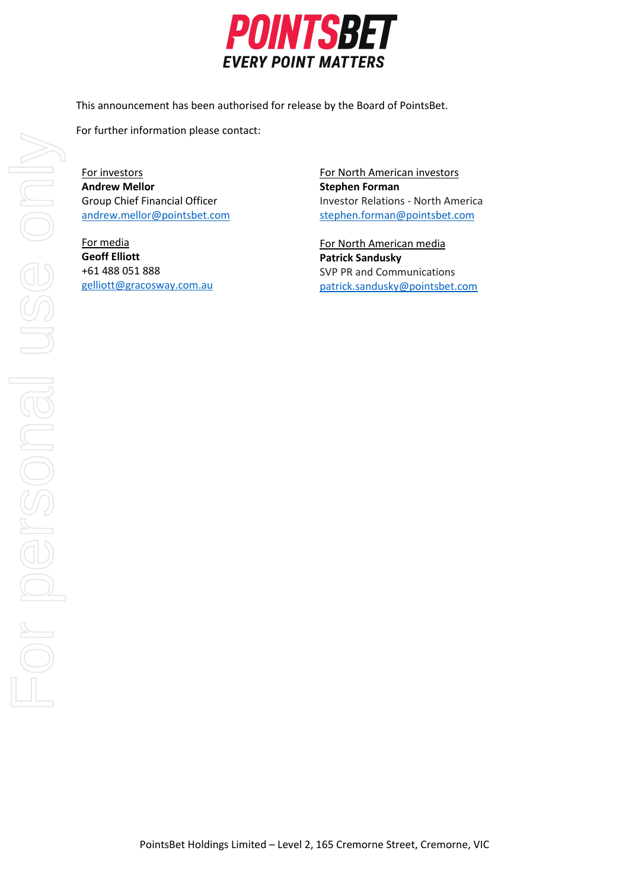This announcement has been authorised for release by the Board of PointsBet.

For further information please contact:

For investors
**Andrew Mellor**
Group Chief Financial Officer
andrew.mellor@pointsbet.com

For North American investors
**Stephen Forman**
Investor Relations - North America
stephen.forman@pointsbet.com

For media
**Geoff Elliott**
+61 488 051 888
gelliott@gracosway.com.au

For North American media
**Patrick Sandusky**
SVP PR and Communications
patrick.sandusky@pointsbet.com

PointsBet Holdings Limited – Level 2, 165 Cremorne Street, Cremorne, VIC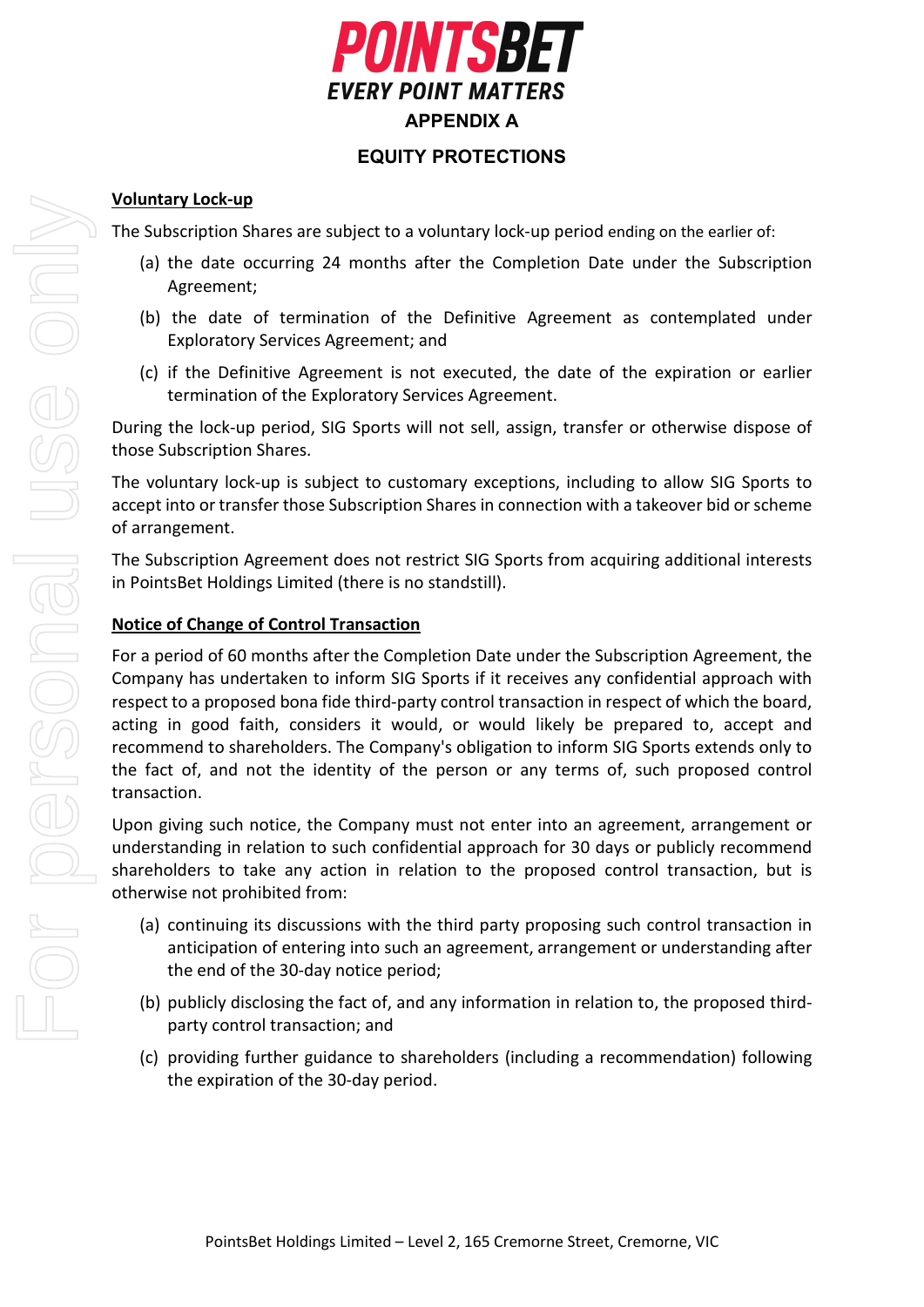# APPENDIX A

## EQUITY PROTECTIONS

**Voluntary Lock-up**

The Subscription Shares are subject to a voluntary lock-up period ending on the earlier of:

(a) the date occurring 24 months after the Completion Date under the Subscription Agreement;

(b) the date of termination of the Definitive Agreement as contemplated under Exploratory Services Agreement; and

(c) if the Definitive Agreement is not executed, the date of the expiration or earlier termination of the Exploratory Services Agreement.

During the lock-up period, SIG Sports will not sell, assign, transfer or otherwise dispose of those Subscription Shares.

The voluntary lock-up is subject to customary exceptions, including to allow SIG Sports to accept into or transfer those Subscription Shares in connection with a takeover bid or scheme of arrangement.

The Subscription Agreement does not restrict SIG Sports from acquiring additional interests in PointsBet Holdings Limited (there is no standstill).

**Notice of Change of Control Transaction**

For a period of 60 months after the Completion Date under the Subscription Agreement, the Company has undertaken to inform SIG Sports if it receives any confidential approach with respect to a proposed bona fide third-party control transaction in respect of which the board, acting in good faith, considers it would, or would likely be prepared to, accept and recommend to shareholders. The Company's obligation to inform SIG Sports extends only to the fact of, and not the identity of the person or any terms of, such proposed control transaction.

Upon giving such notice, the Company must not enter into an agreement, arrangement or understanding in relation to such confidential approach for 30 days or publicly recommend shareholders to take any action in relation to the proposed control transaction, but is otherwise not prohibited from:

(a) continuing its discussions with the third party proposing such control transaction in anticipation of entering into such an agreement, arrangement or understanding after the end of the 30-day notice period;

(b) publicly disclosing the fact of, and any information in relation to, the proposed third-party control transaction; and

(c) providing further guidance to shareholders (including a recommendation) following the expiration of the 30-day period.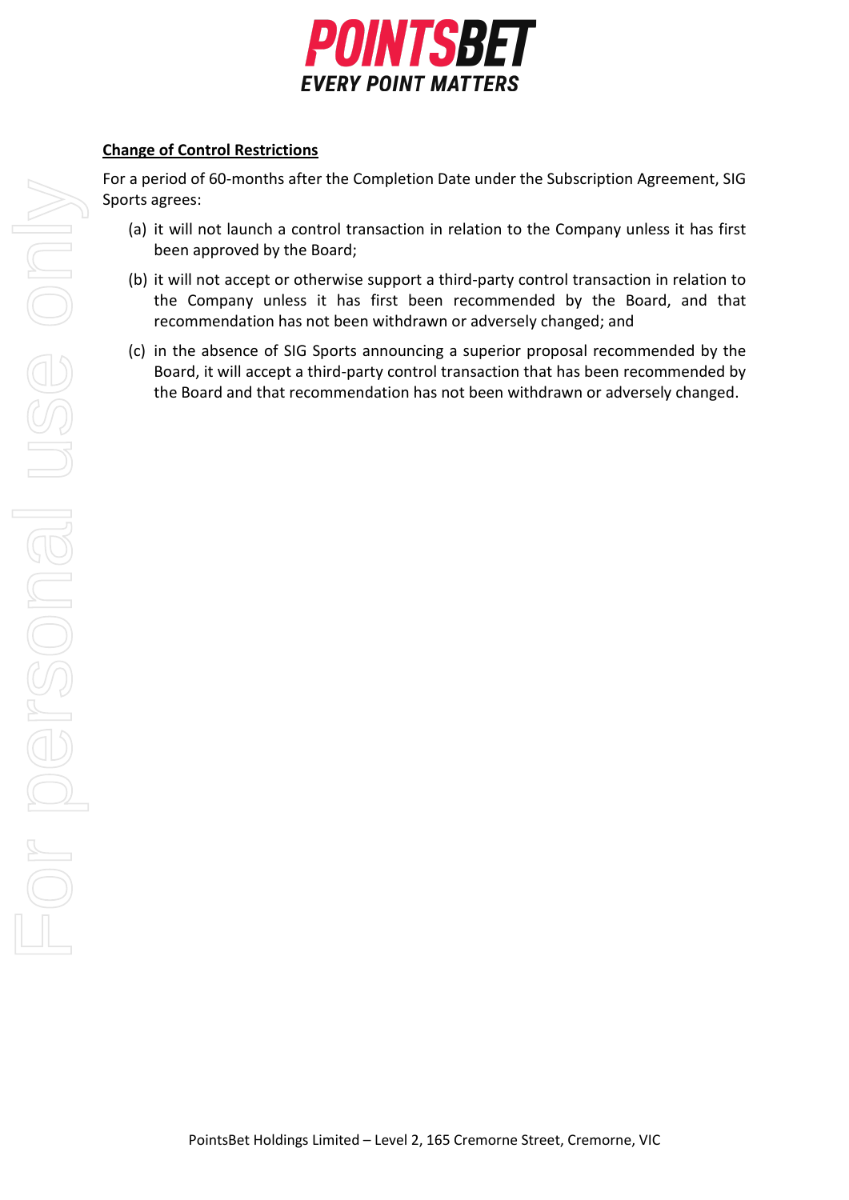**Change of Control Restrictions**

For a period of 60-months after the Completion Date under the Subscription Agreement, SIG Sports agrees:

(a) it will not launch a control transaction in relation to the Company unless it has first been approved by the Board;

(b) it will not accept or otherwise support a third-party control transaction in relation to the Company unless it has first been recommended by the Board, and that recommendation has not been withdrawn or adversely changed; and

(c) in the absence of SIG Sports announcing a superior proposal recommended by the Board, it will accept a third-party control transaction that has been recommended by the Board and that recommendation has not been withdrawn or adversely changed.